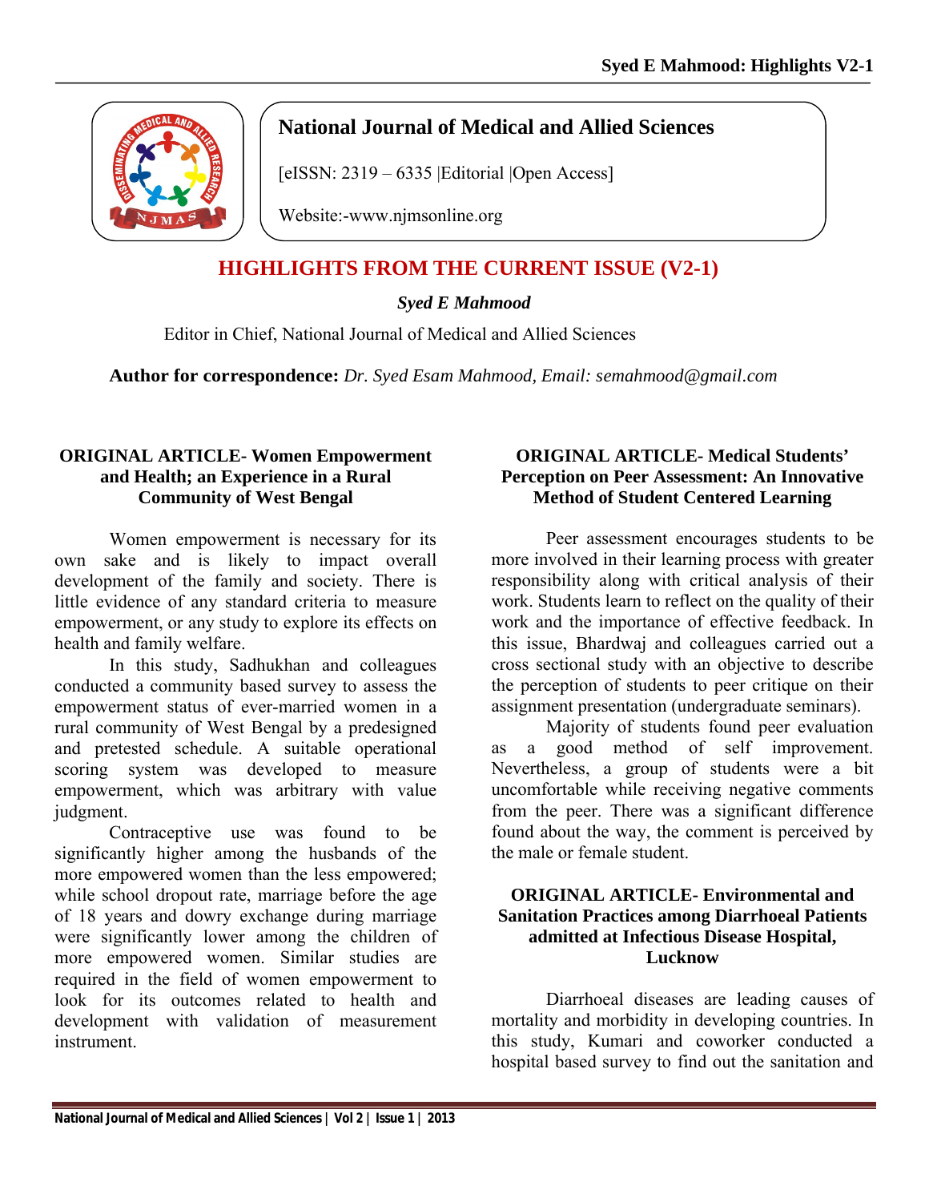National Journal of Medical and Allied Sciences

[eISSN: 2319 – 6335 |Editorial |Open Access]

Website:-www.njmsonline.org

# HIGHLIGHTS FROM THE CURRENT ISSUE (V2-1)

***Syed E Mahmood***

Editor in Chief, National Journal of Medical and Allied Sciences

**Author for correspondence:** *Dr. Syed Esam Mahmood, Email: semahmood@gmail.com*

### ORIGINAL ARTICLE- Women Empowerment and Health; an Experience in a Rural Community of West Bengal

Women empowerment is necessary for its own sake and is likely to impact overall development of the family and society. There is little evidence of any standard criteria to measure empowerment, or any study to explore its effects on health and family welfare.

In this study, Sadhukhan and colleagues conducted a community based survey to assess the empowerment status of ever-married women in a rural community of West Bengal by a predesigned and pretested schedule. A suitable operational scoring system was developed to measure empowerment, which was arbitrary with value judgment.

Contraceptive use was found to be significantly higher among the husbands of the more empowered women than the less empowered; while school dropout rate, marriage before the age of 18 years and dowry exchange during marriage were significantly lower among the children of more empowered women. Similar studies are required in the field of women empowerment to look for its outcomes related to health and development with validation of measurement instrument.

### ORIGINAL ARTICLE- Medical Students' Perception on Peer Assessment: An Innovative Method of Student Centered Learning

Peer assessment encourages students to be more involved in their learning process with greater responsibility along with critical analysis of their work. Students learn to reflect on the quality of their work and the importance of effective feedback. In this issue, Bhardwaj and colleagues carried out a cross sectional study with an objective to describe the perception of students to peer critique on their assignment presentation (undergraduate seminars).

Majority of students found peer evaluation as a good method of self improvement. Nevertheless, a group of students were a bit uncomfortable while receiving negative comments from the peer. There was a significant difference found about the way, the comment is perceived by the male or female student.

### ORIGINAL ARTICLE- Environmental and Sanitation Practices among Diarrhoeal Patients admitted at Infectious Disease Hospital, Lucknow

Diarrhoeal diseases are leading causes of mortality and morbidity in developing countries. In this study, Kumari and coworker conducted a hospital based survey to find out the sanitation and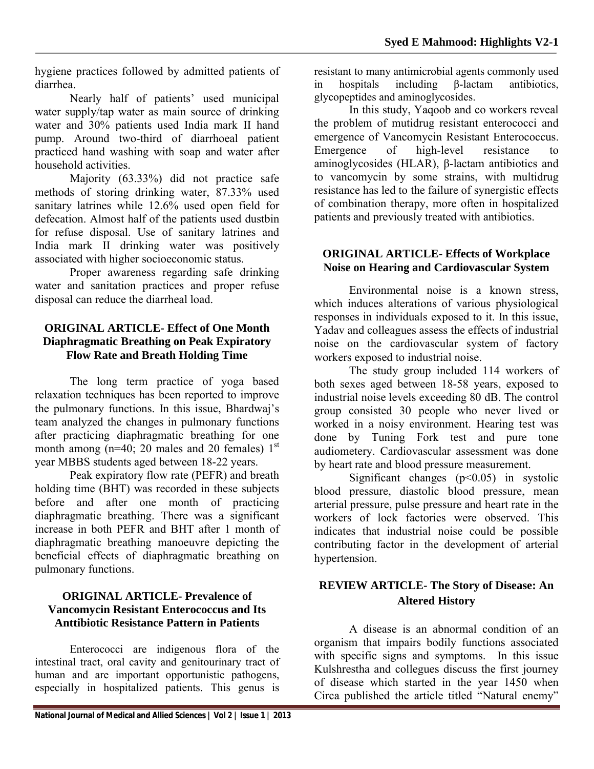hygiene practices followed by admitted patients of diarrhea.

Nearly half of patients' used municipal water supply/tap water as main source of drinking water and 30% patients used India mark II hand pump. Around two-third of diarrhoeal patient practiced hand washing with soap and water after household activities.

Majority (63.33%) did not practice safe methods of storing drinking water, 87.33% used sanitary latrines while 12.6% used open field for defecation. Almost half of the patients used dustbin for refuse disposal. Use of sanitary latrines and India mark II drinking water was positively associated with higher socioeconomic status.

Proper awareness regarding safe drinking water and sanitation practices and proper refuse disposal can reduce the diarrheal load.

## ORIGINAL ARTICLE- Effect of One Month Diaphragmatic Breathing on Peak Expiratory Flow Rate and Breath Holding Time

The long term practice of yoga based relaxation techniques has been reported to improve the pulmonary functions. In this issue, Bhardwaj's team analyzed the changes in pulmonary functions after practicing diaphragmatic breathing for one month among (n=40; 20 males and 20 females) 1st year MBBS students aged between 18-22 years.

Peak expiratory flow rate (PEFR) and breath holding time (BHT) was recorded in these subjects before and after one month of practicing diaphragmatic breathing. There was a significant increase in both PEFR and BHT after 1 month of diaphragmatic breathing manoeuvre depicting the beneficial effects of diaphragmatic breathing on pulmonary functions.

## ORIGINAL ARTICLE- Prevalence of Vancomycin Resistant Enterococcus and Its Anttibiotic Resistance Pattern in Patients

Enterococci are indigenous flora of the intestinal tract, oral cavity and genitourinary tract of human and are important opportunistic pathogens, especially in hospitalized patients. This genus is resistant to many antimicrobial agents commonly used in hospitals including β-lactam antibiotics, glycopeptides and aminoglycosides.

In this study, Yaqoob and co workers reveal the problem of mutidrug resistant enterococci and emergence of Vancomycin Resistant Enterococcus. Emergence of high-level resistance to aminoglycosides (HLAR), β-lactam antibiotics and to vancomycin by some strains, with multidrug resistance has led to the failure of synergistic effects of combination therapy, more often in hospitalized patients and previously treated with antibiotics.

## ORIGINAL ARTICLE- Effects of Workplace Noise on Hearing and Cardiovascular System

Environmental noise is a known stress, which induces alterations of various physiological responses in individuals exposed to it. In this issue, Yadav and colleagues assess the effects of industrial noise on the cardiovascular system of factory workers exposed to industrial noise.

The study group included 114 workers of both sexes aged between 18-58 years, exposed to industrial noise levels exceeding 80 dB. The control group consisted 30 people who never lived or worked in a noisy environment. Hearing test was done by Tuning Fork test and pure tone audiometery. Cardiovascular assessment was done by heart rate and blood pressure measurement.

Significant changes ($p<0.05$) in systolic blood pressure, diastolic blood pressure, mean arterial pressure, pulse pressure and heart rate in the workers of lock factories were observed. This indicates that industrial noise could be possible contributing factor in the development of arterial hypertension.

## REVIEW ARTICLE- The Story of Disease: An Altered History

A disease is an abnormal condition of an organism that impairs bodily functions associated with specific signs and symptoms. In this issue Kulshrestha and collegues discuss the first journey of disease which started in the year 1450 when Circa published the article titled "Natural enemy"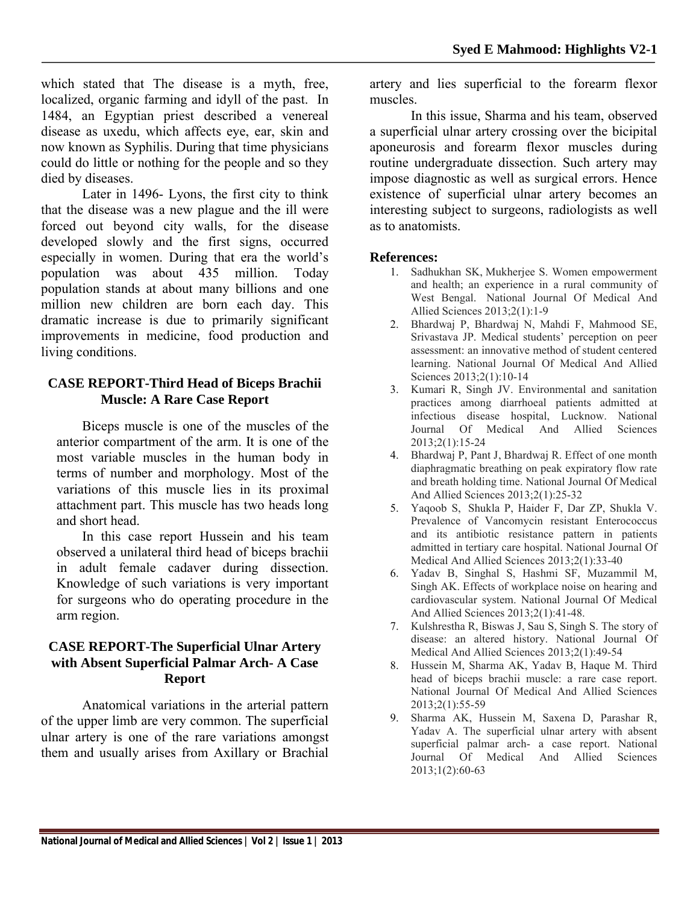which stated that The disease is a myth, free, localized, organic farming and idyll of the past. In 1484, an Egyptian priest described a venereal disease as uxedu, which affects eye, ear, skin and now known as Syphilis. During that time physicians could do little or nothing for the people and so they died by diseases.

Later in 1496- Lyons, the first city to think that the disease was a new plague and the ill were forced out beyond city walls, for the disease developed slowly and the first signs, occurred especially in women. During that era the world's population was about 435 million. Today population stands at about many billions and one million new children are born each day. This dramatic increase is due to primarily significant improvements in medicine, food production and living conditions.

### CASE REPORT-Third Head of Biceps Brachii Muscle: A Rare Case Report

Biceps muscle is one of the muscles of the anterior compartment of the arm. It is one of the most variable muscles in the human body in terms of number and morphology. Most of the variations of this muscle lies in its proximal attachment part. This muscle has two heads long and short head.

In this case report Hussein and his team observed a unilateral third head of biceps brachii in adult female cadaver during dissection. Knowledge of such variations is very important for surgeons who do operating procedure in the arm region.

### CASE REPORT-The Superficial Ulnar Artery with Absent Superficial Palmar Arch- A Case Report

Anatomical variations in the arterial pattern of the upper limb are very common. The superficial ulnar artery is one of the rare variations amongst them and usually arises from Axillary or Brachial artery and lies superficial to the forearm flexor muscles.

In this issue, Sharma and his team, observed a superficial ulnar artery crossing over the bicipital aponeurosis and forearm flexor muscles during routine undergraduate dissection. Such artery may impose diagnostic as well as surgical errors. Hence existence of superficial ulnar artery becomes an interesting subject to surgeons, radiologists as well as to anatomists.

**References:**

1. Sadhukhan SK, Mukherjee S. Women empowerment and health; an experience in a rural community of West Bengal. National Journal Of Medical And Allied Sciences 2013;2(1):1-9
2. Bhardwaj P, Bhardwaj N, Mahdi F, Mahmood SE, Srivastava JP. Medical students' perception on peer assessment: an innovative method of student centered learning. National Journal Of Medical And Allied Sciences 2013;2(1):10-14
3. Kumari R, Singh JV. Environmental and sanitation practices among diarrhoeal patients admitted at infectious disease hospital, Lucknow. National Journal Of Medical And Allied Sciences 2013;2(1):15-24
4. Bhardwaj P, Pant J, Bhardwaj R. Effect of one month diaphragmatic breathing on peak expiratory flow rate and breath holding time. National Journal Of Medical And Allied Sciences 2013;2(1):25-32
5. Yaqoob S, Shukla P, Haider F, Dar ZP, Shukla V. Prevalence of Vancomycin resistant Enterococcus and its antibiotic resistance pattern in patients admitted in tertiary care hospital. National Journal Of Medical And Allied Sciences 2013;2(1):33-40
6. Yadav B, Singhal S, Hashmi SF, Muzammil M, Singh AK. Effects of workplace noise on hearing and cardiovascular system. National Journal Of Medical And Allied Sciences 2013;2(1):41-48.
7. Kulshrestha R, Biswas J, Sau S, Singh S. The story of disease: an altered history. National Journal Of Medical And Allied Sciences 2013;2(1):49-54
8. Hussein M, Sharma AK, Yadav B, Haque M. Third head of biceps brachii muscle: a rare case report. National Journal Of Medical And Allied Sciences 2013;2(1):55-59
9. Sharma AK, Hussein M, Saxena D, Parashar R, Yadav A. The superficial ulnar artery with absent superficial palmar arch- a case report. National Journal Of Medical And Allied Sciences 2013;1(2):60-63